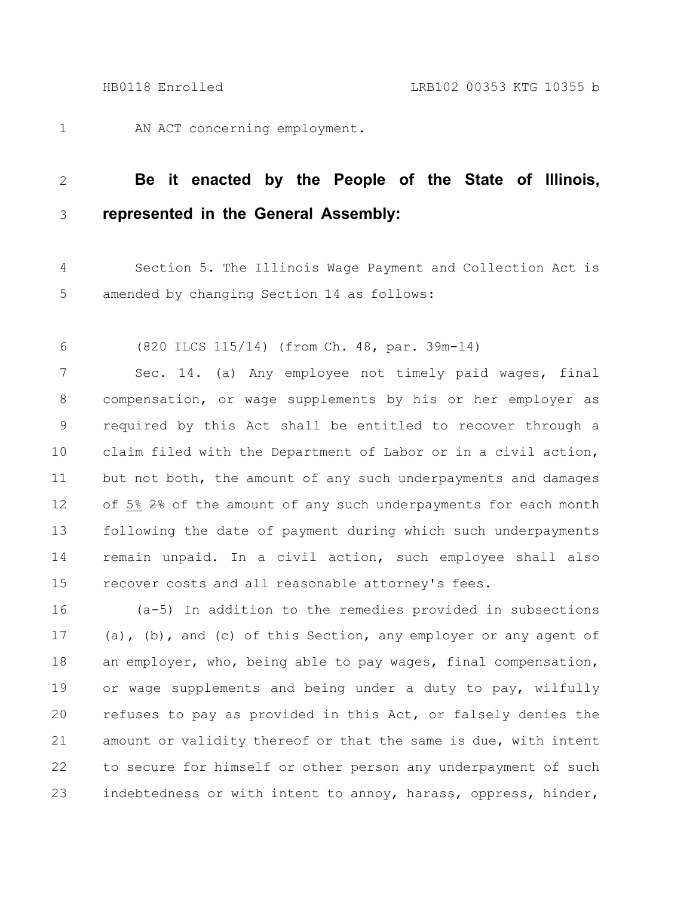AN ACT concerning employment.

**Be it enacted by the People of the State of Illinois, represented in the General Assembly:**

Section 5. The Illinois Wage Payment and Collection Act is amended by changing Section 14 as follows:

(820 ILCS 115/14) (from Ch. 48, par. 39m-14)

Sec. 14. (a) Any employee not timely paid wages, final compensation, or wage supplements by his or her employer as required by this Act shall be entitled to recover through a claim filed with the Department of Labor or in a civil action, but not both, the amount of any such underpayments and damages of 5% ~~2%~~ of the amount of any such underpayments for each month following the date of payment during which such underpayments remain unpaid. In a civil action, such employee shall also recover costs and all reasonable attorney's fees.

(a-5) In addition to the remedies provided in subsections (a), (b), and (c) of this Section, any employer or any agent of an employer, who, being able to pay wages, final compensation, or wage supplements and being under a duty to pay, wilfully refuses to pay as provided in this Act, or falsely denies the amount or validity thereof or that the same is due, with intent to secure for himself or other person any underpayment of such indebtedness or with intent to annoy, harass, oppress, hinder,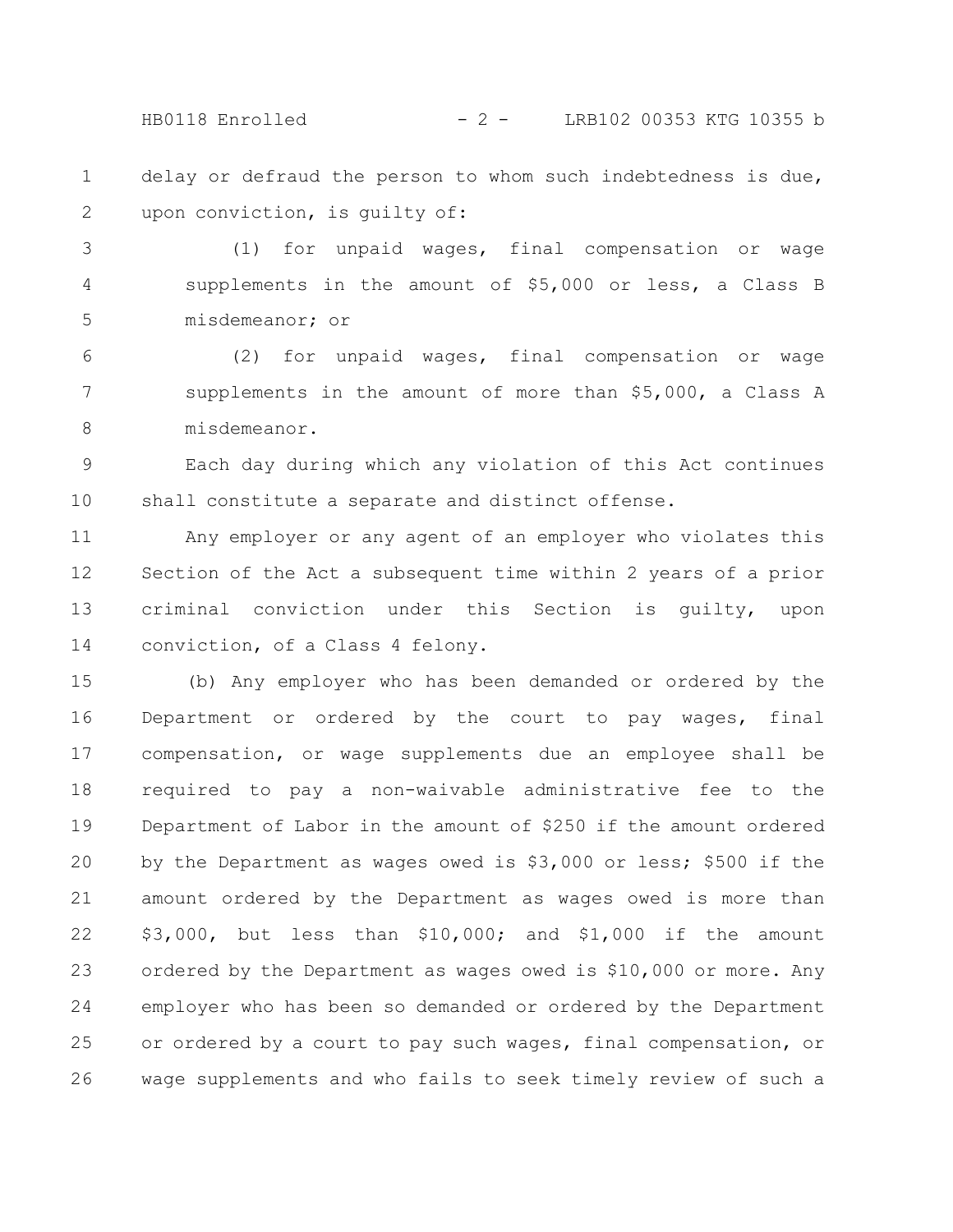delay or defraud the person to whom such indebtedness is due, upon conviction, is guilty of:

(1) for unpaid wages, final compensation or wage supplements in the amount of $5,000 or less, a Class B misdemeanor; or

(2) for unpaid wages, final compensation or wage supplements in the amount of more than $5,000, a Class A misdemeanor.

Each day during which any violation of this Act continues shall constitute a separate and distinct offense.

Any employer or any agent of an employer who violates this Section of the Act a subsequent time within 2 years of a prior criminal conviction under this Section is guilty, upon conviction, of a Class 4 felony.

(b) Any employer who has been demanded or ordered by the Department or ordered by the court to pay wages, final compensation, or wage supplements due an employee shall be required to pay a non-waivable administrative fee to the Department of Labor in the amount of $250 if the amount ordered by the Department as wages owed is $3,000 or less; $500 if the amount ordered by the Department as wages owed is more than $3,000, but less than $10,000; and $1,000 if the amount ordered by the Department as wages owed is $10,000 or more. Any employer who has been so demanded or ordered by the Department or ordered by a court to pay such wages, final compensation, or wage supplements and who fails to seek timely review of such a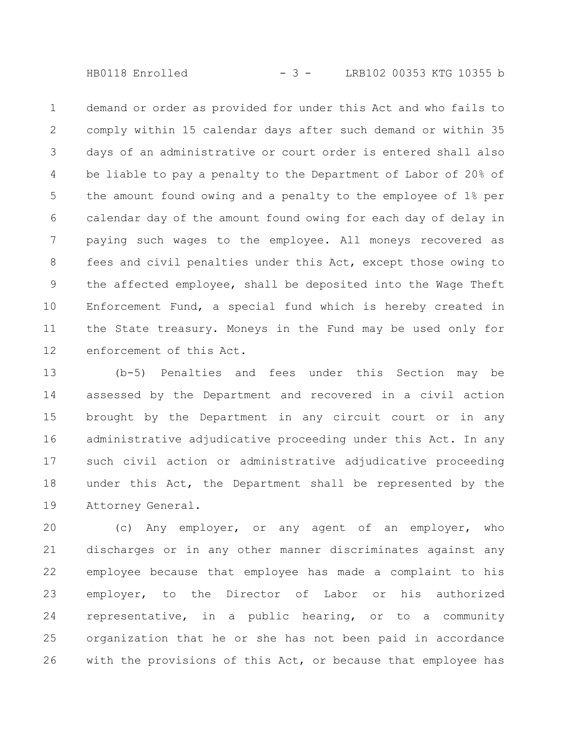demand or order as provided for under this Act and who fails to comply within 15 calendar days after such demand or within 35 days of an administrative or court order is entered shall also be liable to pay a penalty to the Department of Labor of 20% of the amount found owing and a penalty to the employee of 1% per calendar day of the amount found owing for each day of delay in paying such wages to the employee. All moneys recovered as fees and civil penalties under this Act, except those owing to the affected employee, shall be deposited into the Wage Theft Enforcement Fund, a special fund which is hereby created in the State treasury. Moneys in the Fund may be used only for enforcement of this Act.

(b-5) Penalties and fees under this Section may be assessed by the Department and recovered in a civil action brought by the Department in any circuit court or in any administrative adjudicative proceeding under this Act. In any such civil action or administrative adjudicative proceeding under this Act, the Department shall be represented by the Attorney General.

(c) Any employer, or any agent of an employer, who discharges or in any other manner discriminates against any employee because that employee has made a complaint to his employer, to the Director of Labor or his authorized representative, in a public hearing, or to a community organization that he or she has not been paid in accordance with the provisions of this Act, or because that employee has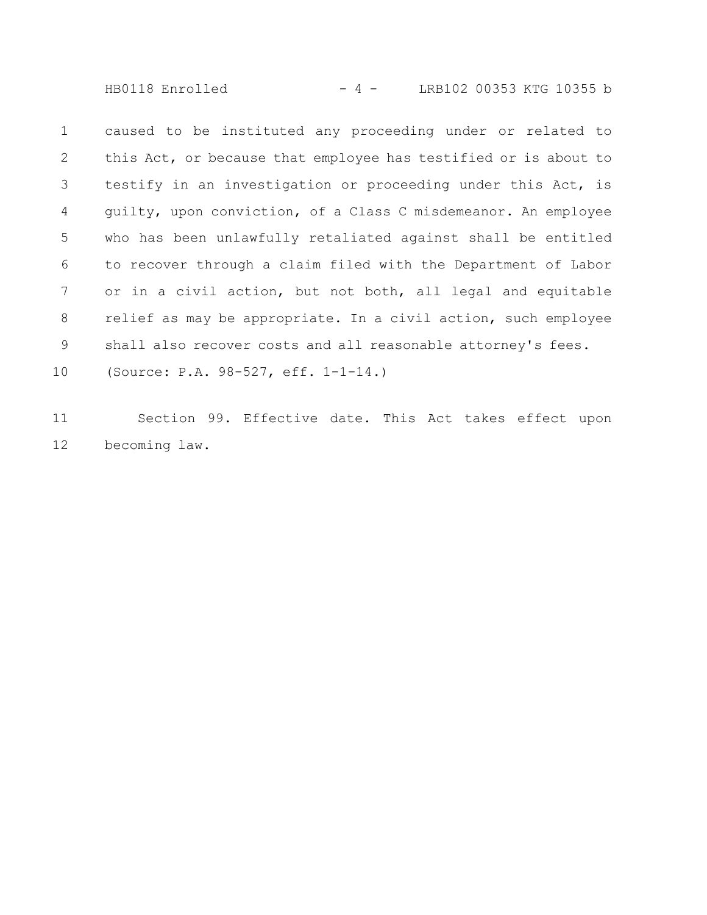caused to be instituted any proceeding under or related to this Act, or because that employee has testified or is about to testify in an investigation or proceeding under this Act, is guilty, upon conviction, of a Class C misdemeanor. An employee who has been unlawfully retaliated against shall be entitled to recover through a claim filed with the Department of Labor or in a civil action, but not both, all legal and equitable relief as may be appropriate. In a civil action, such employee shall also recover costs and all reasonable attorney's fees.

(Source: P.A. 98-527, eff. 1-1-14.)

Section 99. Effective date. This Act takes effect upon becoming law.